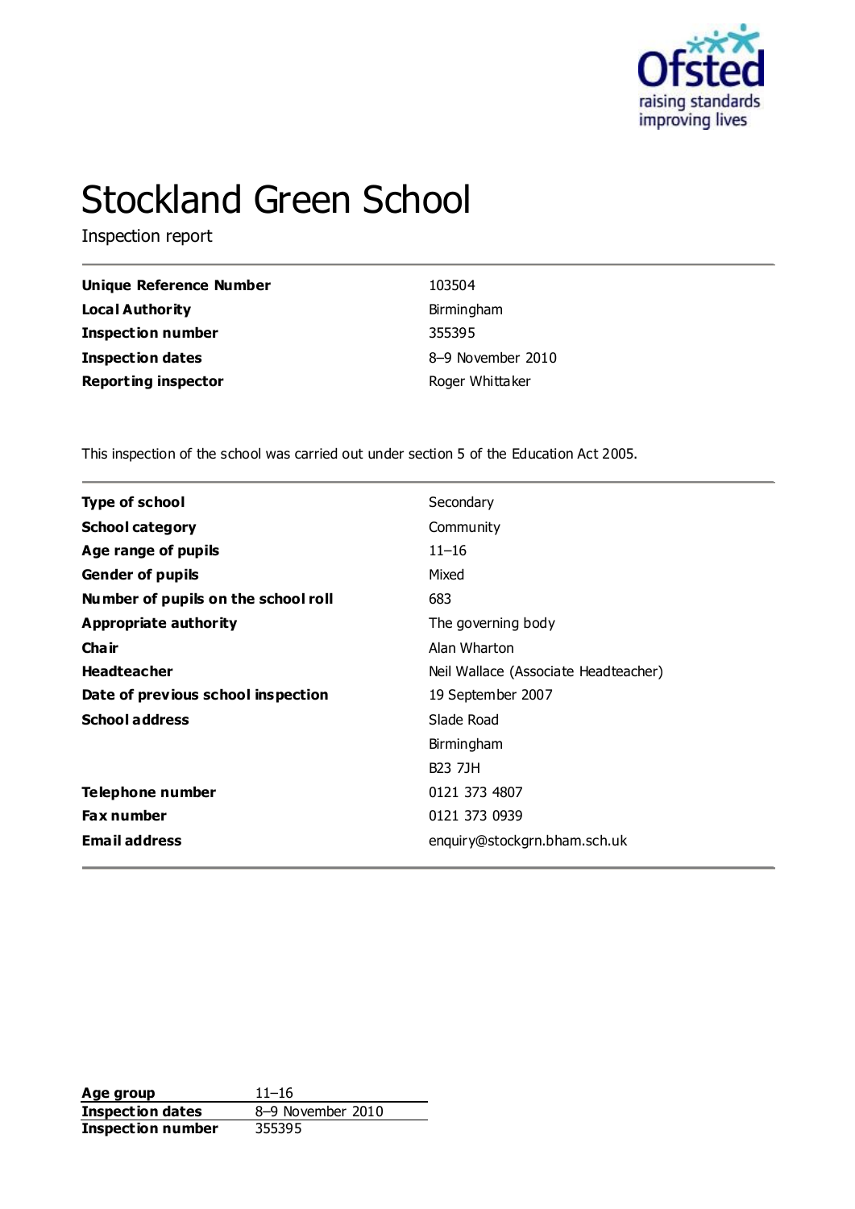# Stockland Green School

Inspection report

| | |
|---|---|
| **Unique Reference Number** | 103504 |
| **Local Authority** | Birmingham |
| **Inspection number** | 355395 |
| **Inspection dates** | 8–9 November 2010 |
| **Reporting inspector** | Roger Whittaker |

This inspection of the school was carried out under section 5 of the Education Act 2005.

| | |
|---|---|
| **Type of school** | Secondary |
| **School category** | Community |
| **Age range of pupils** | 11–16 |
| **Gender of pupils** | Mixed |
| **Number of pupils on the school roll** | 683 |
| **Appropriate authority** | The governing body |
| **Chair** | Alan Wharton |
| **Headteacher** | Neil Wallace (Associate Headteacher) |
| **Date of previous school inspection** | 19 September 2007 |
| **School address** | Slade Road<br>Birmingham<br>B23 7JH |
| **Telephone number** | 0121 373 4807 |
| **Fax number** | 0121 373 0939 |
| **Email address** | enquiry@stockgrn.bham.sch.uk |

| | |
|---|---|
| **Age group** | 11–16 |
| **Inspection dates** | 8–9 November 2010 |
| **Inspection number** | 355395 |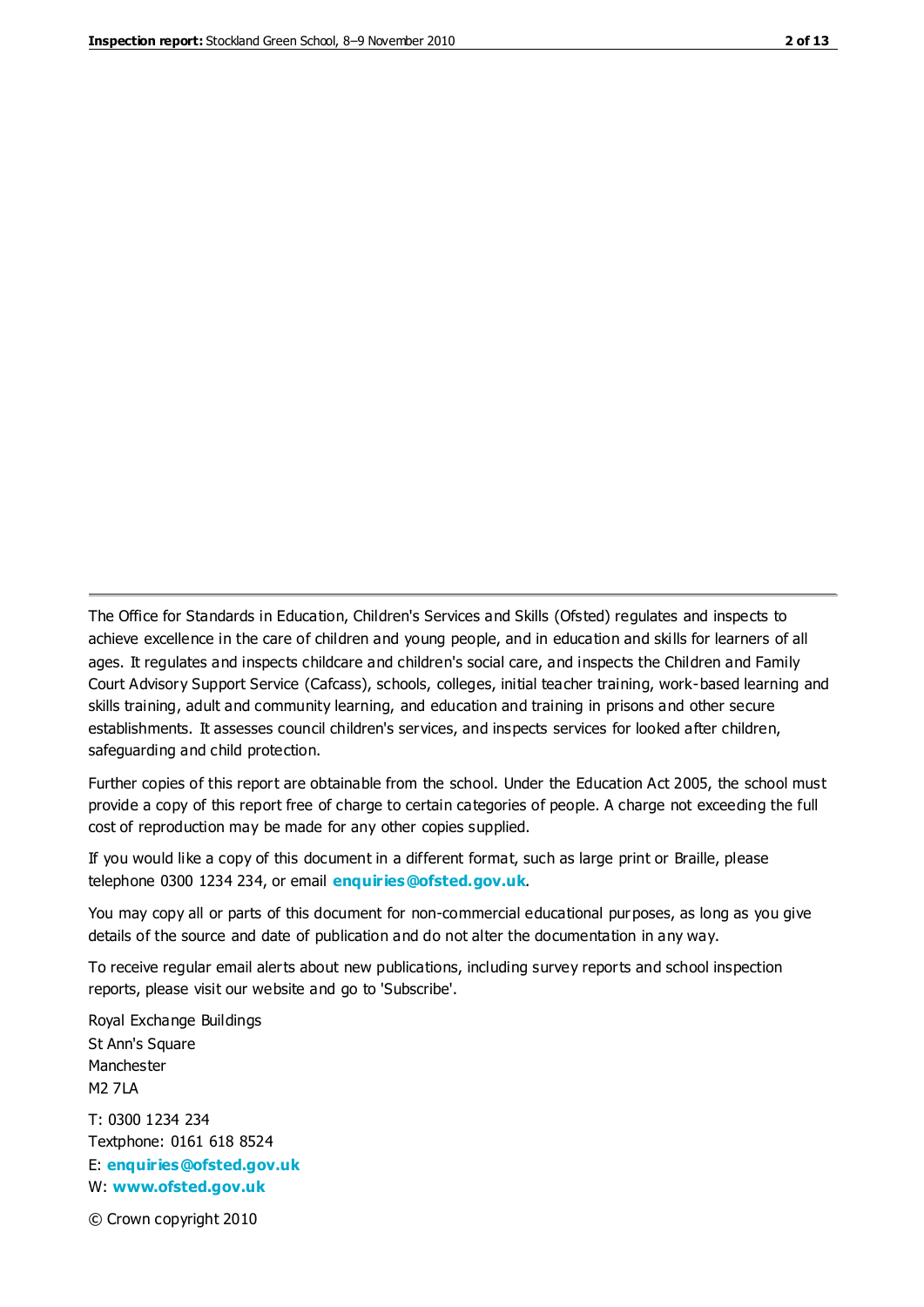The Office for Standards in Education, Children's Services and Skills (Ofsted) regulates and inspects to achieve excellence in the care of children and young people, and in education and skills for learners of all ages. It regulates and inspects childcare and children's social care, and inspects the Children and Family Court Advisory Support Service (Cafcass), schools, colleges, initial teacher training, work-based learning and skills training, adult and community learning, and education and training in prisons and other secure establishments. It assesses council children's services, and inspects services for looked after children, safeguarding and child protection.

Further copies of this report are obtainable from the school. Under the Education Act 2005, the school must provide a copy of this report free of charge to certain categories of people. A charge not exceeding the full cost of reproduction may be made for any other copies supplied.

If you would like a copy of this document in a different format, such as large print or Braille, please telephone 0300 1234 234, or email **enquiries@ofsted.gov.uk**.

You may copy all or parts of this document for non-commercial educational purposes, as long as you give details of the source and date of publication and do not alter the documentation in any way.

To receive regular email alerts about new publications, including survey reports and school inspection reports, please visit our website and go to 'Subscribe'.

Royal Exchange Buildings
St Ann's Square
Manchester
M2 7LA

T: 0300 1234 234
Textphone: 0161 618 8524
E: **enquiries@ofsted.gov.uk**
W: **www.ofsted.gov.uk**

© Crown copyright 2010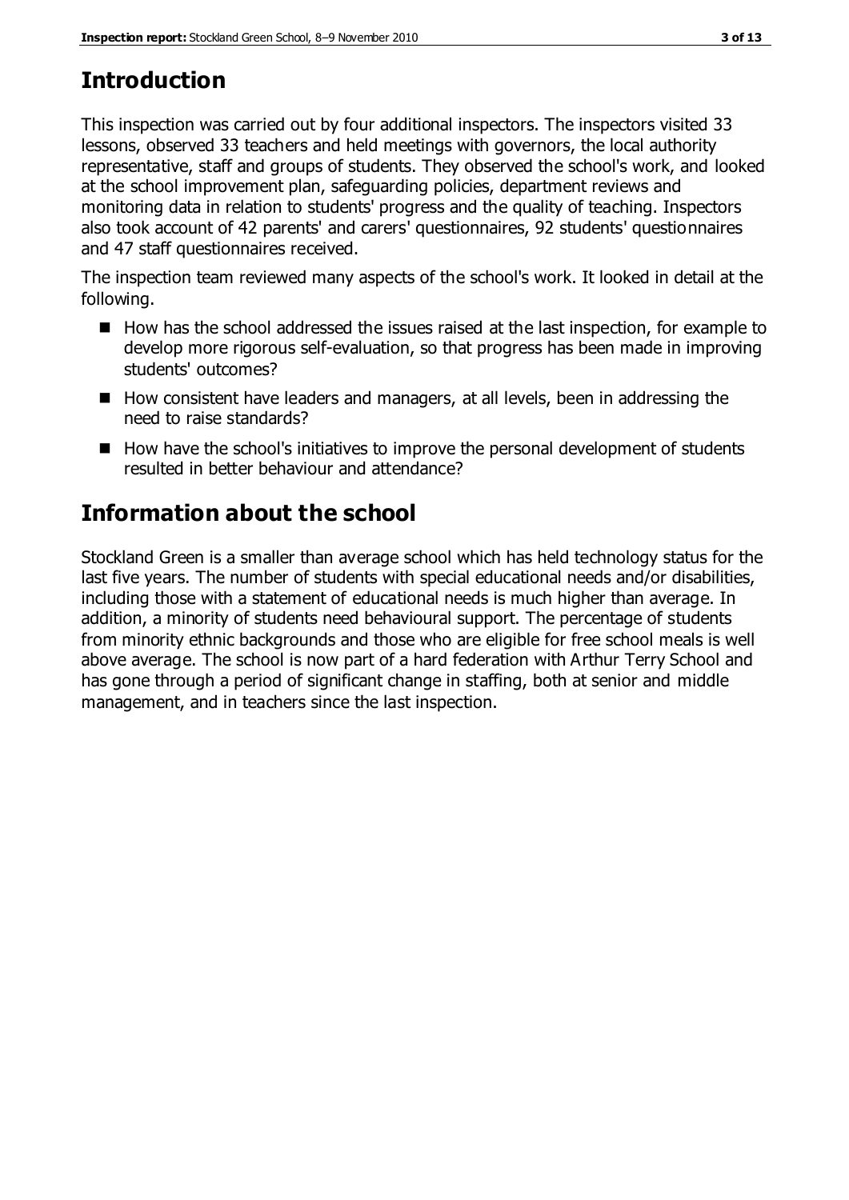## Introduction

This inspection was carried out by four additional inspectors. The inspectors visited 33 lessons, observed 33 teachers and held meetings with governors, the local authority representative, staff and groups of students. They observed the school's work, and looked at the school improvement plan, safeguarding policies, department reviews and monitoring data in relation to students' progress and the quality of teaching. Inspectors also took account of 42 parents' and carers' questionnaires, 92 students' questionnaires and 47 staff questionnaires received.

The inspection team reviewed many aspects of the school's work. It looked in detail at the following.

- How has the school addressed the issues raised at the last inspection, for example to develop more rigorous self-evaluation, so that progress has been made in improving students' outcomes?
- How consistent have leaders and managers, at all levels, been in addressing the need to raise standards?
- How have the school's initiatives to improve the personal development of students resulted in better behaviour and attendance?

## Information about the school

Stockland Green is a smaller than average school which has held technology status for the last five years. The number of students with special educational needs and/or disabilities, including those with a statement of educational needs is much higher than average. In addition, a minority of students need behavioural support. The percentage of students from minority ethnic backgrounds and those who are eligible for free school meals is well above average. The school is now part of a hard federation with Arthur Terry School and has gone through a period of significant change in staffing, both at senior and middle management, and in teachers since the last inspection.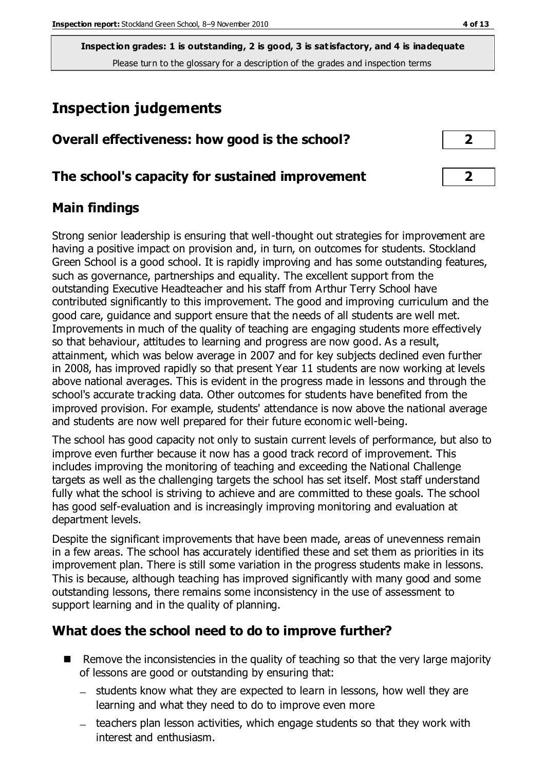**Inspection grades: 1 is outstanding, 2 is good, 3 is satisfactory, and 4 is inadequate**
Please turn to the glossary for a description of the grades and inspection terms

# Inspection judgements

## Overall effectiveness: how good is the school? **2**

## The school's capacity for sustained improvement **2**

## Main findings

Strong senior leadership is ensuring that well-thought out strategies for improvement are having a positive impact on provision and, in turn, on outcomes for students. Stockland Green School is a good school. It is rapidly improving and has some outstanding features, such as governance, partnerships and equality. The excellent support from the outstanding Executive Headteacher and his staff from Arthur Terry School have contributed significantly to this improvement. The good and improving curriculum and the good care, guidance and support ensure that the needs of all students are well met. Improvements in much of the quality of teaching are engaging students more effectively so that behaviour, attitudes to learning and progress are now good. As a result, attainment, which was below average in 2007 and for key subjects declined even further in 2008, has improved rapidly so that present Year 11 students are now working at levels above national averages. This is evident in the progress made in lessons and through the school's accurate tracking data. Other outcomes for students have benefited from the improved provision. For example, students' attendance is now above the national average and students are now well prepared for their future economic well-being.

The school has good capacity not only to sustain current levels of performance, but also to improve even further because it now has a good track record of improvement. This includes improving the monitoring of teaching and exceeding the National Challenge targets as well as the challenging targets the school has set itself. Most staff understand fully what the school is striving to achieve and are committed to these goals. The school has good self-evaluation and is increasingly improving monitoring and evaluation at department levels.

Despite the significant improvements that have been made, areas of unevenness remain in a few areas. The school has accurately identified these and set them as priorities in its improvement plan. There is still some variation in the progress students make in lessons. This is because, although teaching has improved significantly with many good and some outstanding lessons, there remains some inconsistency in the use of assessment to support learning and in the quality of planning.

## What does the school need to do to improve further?

- Remove the inconsistencies in the quality of teaching so that the very large majority of lessons are good or outstanding by ensuring that:
  - students know what they are expected to learn in lessons, how well they are learning and what they need to do to improve even more
  - teachers plan lesson activities, which engage students so that they work with interest and enthusiasm.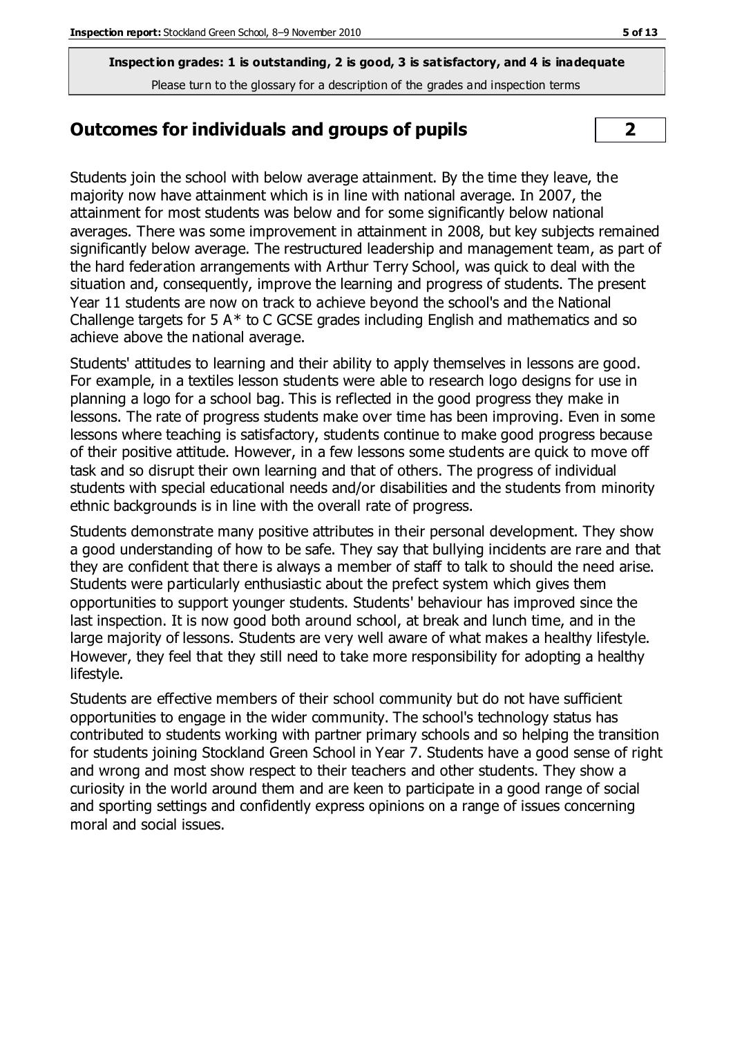**Inspection grades: 1 is outstanding, 2 is good, 3 is satisfactory, and 4 is inadequate**
Please turn to the glossary for a description of the grades and inspection terms

## Outcomes for individuals and groups of pupils — 2

Students join the school with below average attainment. By the time they leave, the majority now have attainment which is in line with national average. In 2007, the attainment for most students was below and for some significantly below national averages. There was some improvement in attainment in 2008, but key subjects remained significantly below average. The restructured leadership and management team, as part of the hard federation arrangements with Arthur Terry School, was quick to deal with the situation and, consequently, improve the learning and progress of students. The present Year 11 students are now on track to achieve beyond the school's and the National Challenge targets for 5 A* to C GCSE grades including English and mathematics and so achieve above the national average.

Students' attitudes to learning and their ability to apply themselves in lessons are good. For example, in a textiles lesson students were able to research logo designs for use in planning a logo for a school bag. This is reflected in the good progress they make in lessons. The rate of progress students make over time has been improving. Even in some lessons where teaching is satisfactory, students continue to make good progress because of their positive attitude. However, in a few lessons some students are quick to move off task and so disrupt their own learning and that of others. The progress of individual students with special educational needs and/or disabilities and the students from minority ethnic backgrounds is in line with the overall rate of progress.

Students demonstrate many positive attributes in their personal development. They show a good understanding of how to be safe. They say that bullying incidents are rare and that they are confident that there is always a member of staff to talk to should the need arise. Students were particularly enthusiastic about the prefect system which gives them opportunities to support younger students. Students' behaviour has improved since the last inspection. It is now good both around school, at break and lunch time, and in the large majority of lessons. Students are very well aware of what makes a healthy lifestyle. However, they feel that they still need to take more responsibility for adopting a healthy lifestyle.

Students are effective members of their school community but do not have sufficient opportunities to engage in the wider community. The school's technology status has contributed to students working with partner primary schools and so helping the transition for students joining Stockland Green School in Year 7. Students have a good sense of right and wrong and most show respect to their teachers and other students. They show a curiosity in the world around them and are keen to participate in a good range of social and sporting settings and confidently express opinions on a range of issues concerning moral and social issues.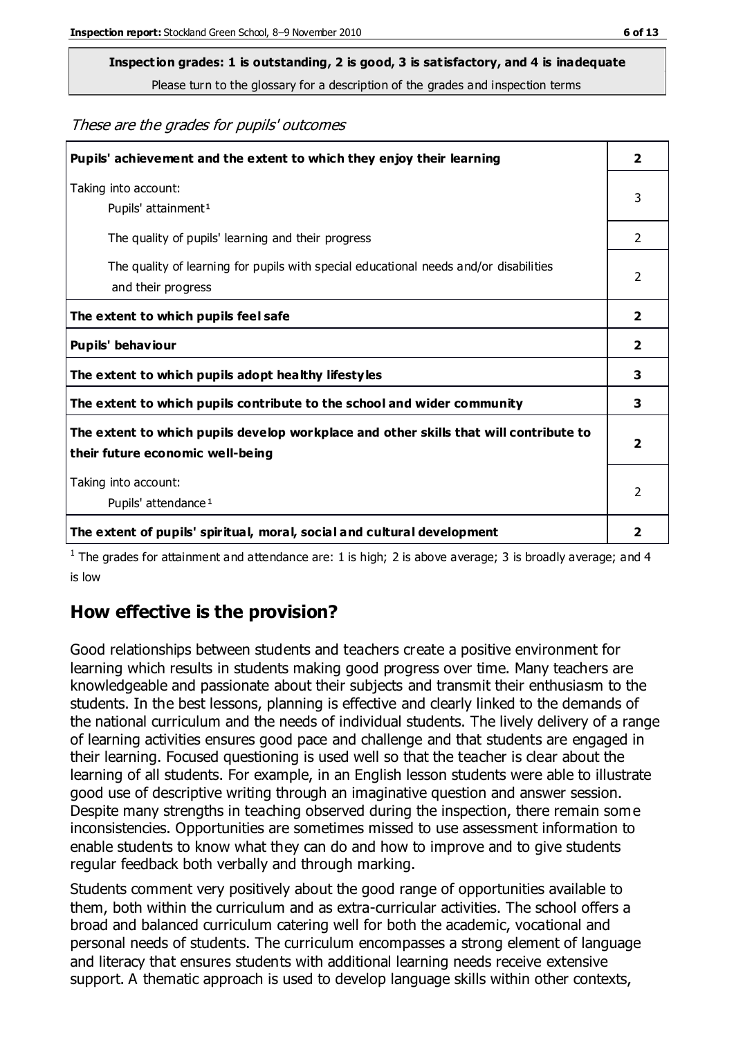**Inspection grades: 1 is outstanding, 2 is good, 3 is satisfactory, and 4 is inadequate**
Please turn to the glossary for a description of the grades and inspection terms

*These are the grades for pupils' outcomes*

| | |
|---|---|
| **Pupils' achievement and the extent to which they enjoy their learning** | **2** |
| Taking into account: Pupils' attainment[1] | 3 |
| The quality of pupils' learning and their progress | 2 |
| The quality of learning for pupils with special educational needs and/or disabilities and their progress | 2 |
| **The extent to which pupils feel safe** | **2** |
| **Pupils' behaviour** | **2** |
| **The extent to which pupils adopt healthy lifestyles** | **3** |
| **The extent to which pupils contribute to the school and wider community** | **3** |
| **The extent to which pupils develop workplace and other skills that will contribute to their future economic well-being** | **2** |
| Taking into account: Pupils' attendance[1] | 2 |
| **The extent of pupils' spiritual, moral, social and cultural development** | **2** |

[1] The grades for attainment and attendance are: 1 is high; 2 is above average; 3 is broadly average; and 4 is low

## How effective is the provision?

Good relationships between students and teachers create a positive environment for learning which results in students making good progress over time. Many teachers are knowledgeable and passionate about their subjects and transmit their enthusiasm to the students. In the best lessons, planning is effective and clearly linked to the demands of the national curriculum and the needs of individual students. The lively delivery of a range of learning activities ensures good pace and challenge and that students are engaged in their learning. Focused questioning is used well so that the teacher is clear about the learning of all students. For example, in an English lesson students were able to illustrate good use of descriptive writing through an imaginative question and answer session. Despite many strengths in teaching observed during the inspection, there remain some inconsistencies. Opportunities are sometimes missed to use assessment information to enable students to know what they can do and how to improve and to give students regular feedback both verbally and through marking.

Students comment very positively about the good range of opportunities available to them, both within the curriculum and as extra-curricular activities. The school offers a broad and balanced curriculum catering well for both the academic, vocational and personal needs of students. The curriculum encompasses a strong element of language and literacy that ensures students with additional learning needs receive extensive support. A thematic approach is used to develop language skills within other contexts,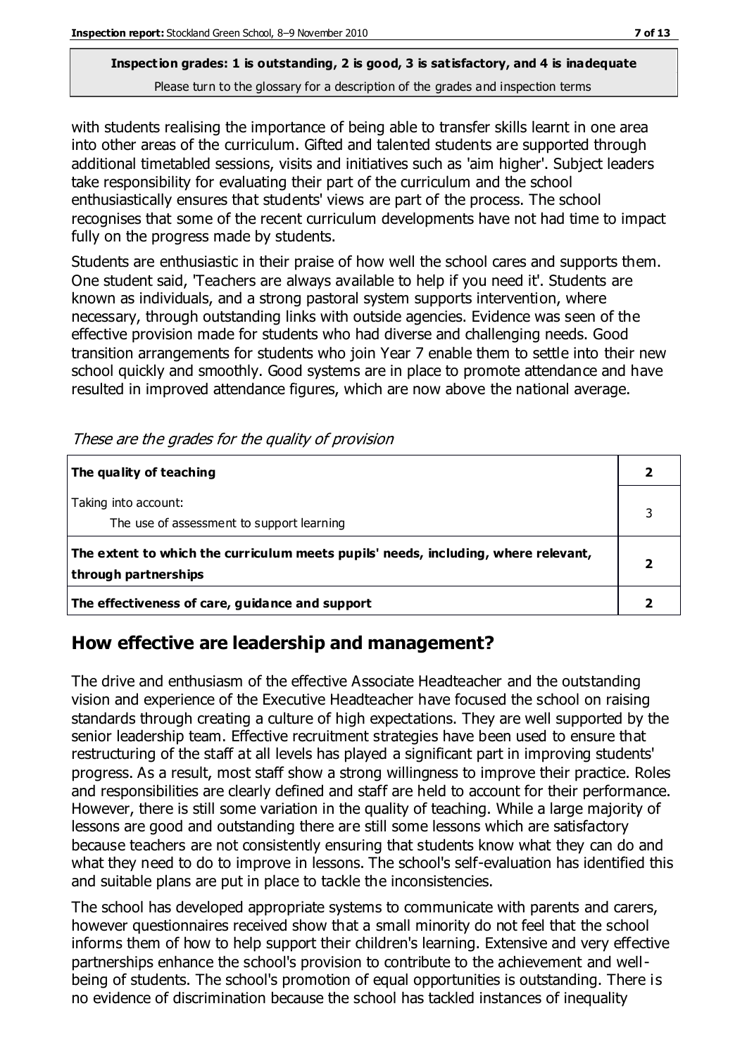with students realising the importance of being able to transfer skills learnt in one area into other areas of the curriculum. Gifted and talented students are supported through additional timetabled sessions, visits and initiatives such as 'aim higher'. Subject leaders take responsibility for evaluating their part of the curriculum and the school enthusiastically ensures that students' views are part of the process. The school recognises that some of the recent curriculum developments have not had time to impact fully on the progress made by students.

Students are enthusiastic in their praise of how well the school cares and supports them. One student said, 'Teachers are always available to help if you need it'. Students are known as individuals, and a strong pastoral system supports intervention, where necessary, through outstanding links with outside agencies. Evidence was seen of the effective provision made for students who had diverse and challenging needs. Good transition arrangements for students who join Year 7 enable them to settle into their new school quickly and smoothly. Good systems are in place to promote attendance and have resulted in improved attendance figures, which are now above the national average.

*These are the grades for the quality of provision*

| | |
|---|---|
| **The quality of teaching** | **2** |
| Taking into account:<br>The use of assessment to support learning | 3 |
| **The extent to which the curriculum meets pupils' needs, including, where relevant, through partnerships** | **2** |
| **The effectiveness of care, guidance and support** | **2** |

## How effective are leadership and management?

The drive and enthusiasm of the effective Associate Headteacher and the outstanding vision and experience of the Executive Headteacher have focused the school on raising standards through creating a culture of high expectations. They are well supported by the senior leadership team. Effective recruitment strategies have been used to ensure that restructuring of the staff at all levels has played a significant part in improving students' progress. As a result, most staff show a strong willingness to improve their practice. Roles and responsibilities are clearly defined and staff are held to account for their performance. However, there is still some variation in the quality of teaching. While a large majority of lessons are good and outstanding there are still some lessons which are satisfactory because teachers are not consistently ensuring that students know what they can do and what they need to do to improve in lessons. The school's self-evaluation has identified this and suitable plans are put in place to tackle the inconsistencies.

The school has developed appropriate systems to communicate with parents and carers, however questionnaires received show that a small minority do not feel that the school informs them of how to help support their children's learning. Extensive and very effective partnerships enhance the school's provision to contribute to the achievement and well-being of students. The school's promotion of equal opportunities is outstanding. There is no evidence of discrimination because the school has tackled instances of inequality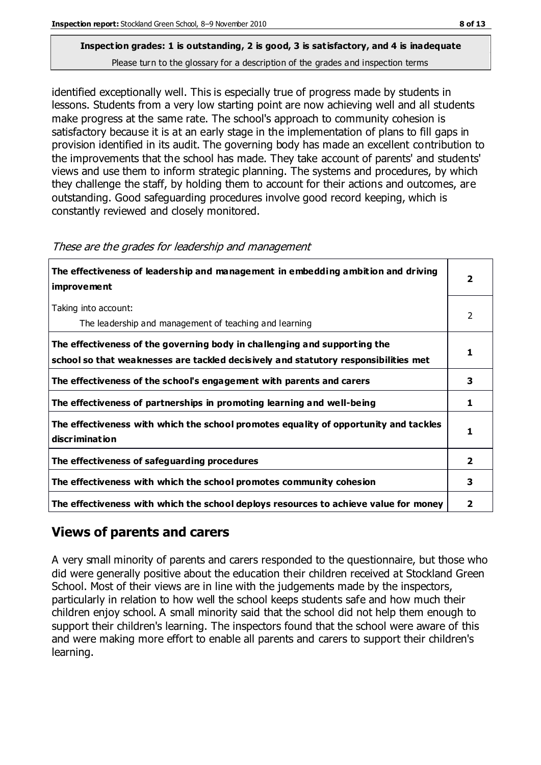**Inspection grades: 1 is outstanding, 2 is good, 3 is satisfactory, and 4 is inadequate**
Please turn to the glossary for a description of the grades and inspection terms

identified exceptionally well. This is especially true of progress made by students in lessons. Students from a very low starting point are now achieving well and all students make progress at the same rate. The school's approach to community cohesion is satisfactory because it is at an early stage in the implementation of plans to fill gaps in provision identified in its audit. The governing body has made an excellent contribution to the improvements that the school has made. They take account of parents' and students' views and use them to inform strategic planning. The systems and procedures, by which they challenge the staff, by holding them to account for their actions and outcomes, are outstanding. Good safeguarding procedures involve good record keeping, which is constantly reviewed and closely monitored.

*These are the grades for leadership and management*

| | |
|---|---|
| **The effectiveness of leadership and management in embedding ambition and driving improvement** | **2** |
| Taking into account: The leadership and management of teaching and learning | 2 |
| **The effectiveness of the governing body in challenging and supporting the school so that weaknesses are tackled decisively and statutory responsibilities met** | **1** |
| **The effectiveness of the school's engagement with parents and carers** | **3** |
| **The effectiveness of partnerships in promoting learning and well-being** | **1** |
| **The effectiveness with which the school promotes equality of opportunity and tackles discrimination** | **1** |
| **The effectiveness of safeguarding procedures** | **2** |
| **The effectiveness with which the school promotes community cohesion** | **3** |
| **The effectiveness with which the school deploys resources to achieve value for money** | **2** |

## Views of parents and carers

A very small minority of parents and carers responded to the questionnaire, but those who did were generally positive about the education their children received at Stockland Green School. Most of their views are in line with the judgements made by the inspectors, particularly in relation to how well the school keeps students safe and how much their children enjoy school. A small minority said that the school did not help them enough to support their children's learning. The inspectors found that the school were aware of this and were making more effort to enable all parents and carers to support their children's learning.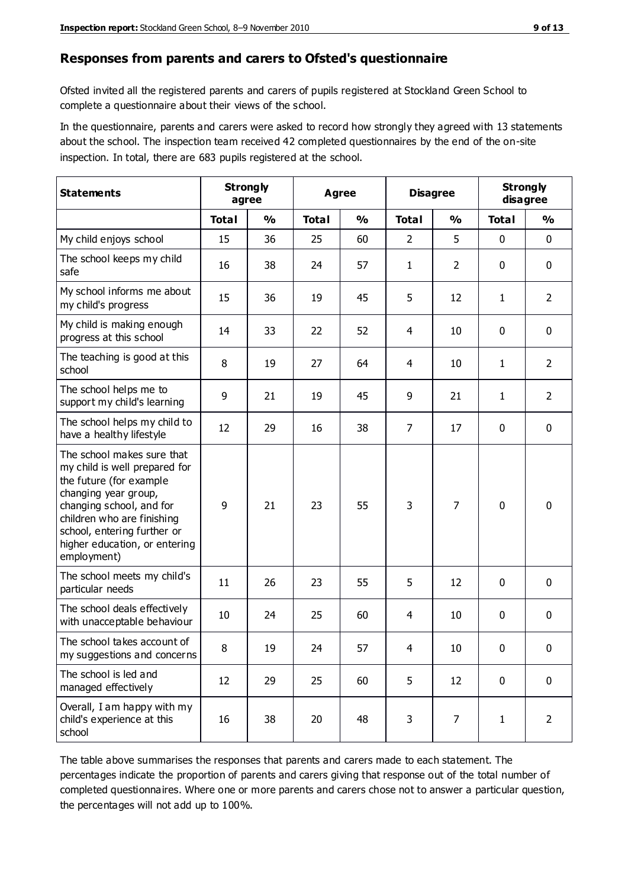## Responses from parents and carers to Ofsted's questionnaire

Ofsted invited all the registered parents and carers of pupils registered at Stockland Green School to complete a questionnaire about their views of the school.

In the questionnaire, parents and carers were asked to record how strongly they agreed with 13 statements about the school. The inspection team received 42 completed questionnaires by the end of the on-site inspection. In total, there are 683 pupils registered at the school.

| Statements | Strongly agree | | Agree | | Disagree | | Strongly disagree | |
|---|---|---|---|---|---|---|---|---|
| | Total | % | Total | % | Total | % | Total | % |
| My child enjoys school | 15 | 36 | 25 | 60 | 2 | 5 | 0 | 0 |
| The school keeps my child safe | 16 | 38 | 24 | 57 | 1 | 2 | 0 | 0 |
| My school informs me about my child's progress | 15 | 36 | 19 | 45 | 5 | 12 | 1 | 2 |
| My child is making enough progress at this school | 14 | 33 | 22 | 52 | 4 | 10 | 0 | 0 |
| The teaching is good at this school | 8 | 19 | 27 | 64 | 4 | 10 | 1 | 2 |
| The school helps me to support my child's learning | 9 | 21 | 19 | 45 | 9 | 21 | 1 | 2 |
| The school helps my child to have a healthy lifestyle | 12 | 29 | 16 | 38 | 7 | 17 | 0 | 0 |
| The school makes sure that my child is well prepared for the future (for example changing year group, changing school, and for children who are finishing school, entering further or higher education, or entering employment) | 9 | 21 | 23 | 55 | 3 | 7 | 0 | 0 |
| The school meets my child's particular needs | 11 | 26 | 23 | 55 | 5 | 12 | 0 | 0 |
| The school deals effectively with unacceptable behaviour | 10 | 24 | 25 | 60 | 4 | 10 | 0 | 0 |
| The school takes account of my suggestions and concerns | 8 | 19 | 24 | 57 | 4 | 10 | 0 | 0 |
| The school is led and managed effectively | 12 | 29 | 25 | 60 | 5 | 12 | 0 | 0 |
| Overall, I am happy with my child's experience at this school | 16 | 38 | 20 | 48 | 3 | 7 | 1 | 2 |

The table above summarises the responses that parents and carers made to each statement. The percentages indicate the proportion of parents and carers giving that response out of the total number of completed questionnaires. Where one or more parents and carers chose not to answer a particular question, the percentages will not add up to 100%.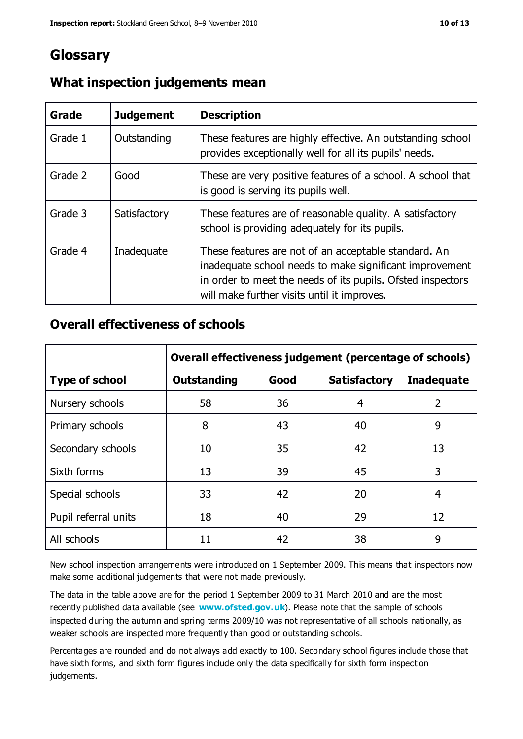# Glossary

## What inspection judgements mean

| Grade | Judgement | Description |
|---|---|---|
| Grade 1 | Outstanding | These features are highly effective. An outstanding school provides exceptionally well for all its pupils' needs. |
| Grade 2 | Good | These are very positive features of a school. A school that is good is serving its pupils well. |
| Grade 3 | Satisfactory | These features are of reasonable quality. A satisfactory school is providing adequately for its pupils. |
| Grade 4 | Inadequate | These features are not of an acceptable standard. An inadequate school needs to make significant improvement in order to meet the needs of its pupils. Ofsted inspectors will make further visits until it improves. |

## Overall effectiveness of schools

| | **Overall effectiveness judgement (percentage of schools)** | | | |
|---|---|---|---|---|
| **Type of school** | **Outstanding** | **Good** | **Satisfactory** | **Inadequate** |
| Nursery schools | 58 | 36 | 4 | 2 |
| Primary schools | 8 | 43 | 40 | 9 |
| Secondary schools | 10 | 35 | 42 | 13 |
| Sixth forms | 13 | 39 | 45 | 3 |
| Special schools | 33 | 42 | 20 | 4 |
| Pupil referral units | 18 | 40 | 29 | 12 |
| All schools | 11 | 42 | 38 | 9 |

New school inspection arrangements were introduced on 1 September 2009. This means that inspectors now make some additional judgements that were not made previously.

The data in the table above are for the period 1 September 2009 to 31 March 2010 and are the most recently published data available (see **www.ofsted.gov.uk**). Please note that the sample of schools inspected during the autumn and spring terms 2009/10 was not representative of all schools nationally, as weaker schools are inspected more frequently than good or outstanding schools.

Percentages are rounded and do not always add exactly to 100. Secondary school figures include those that have sixth forms, and sixth form figures include only the data specifically for sixth form inspection judgements.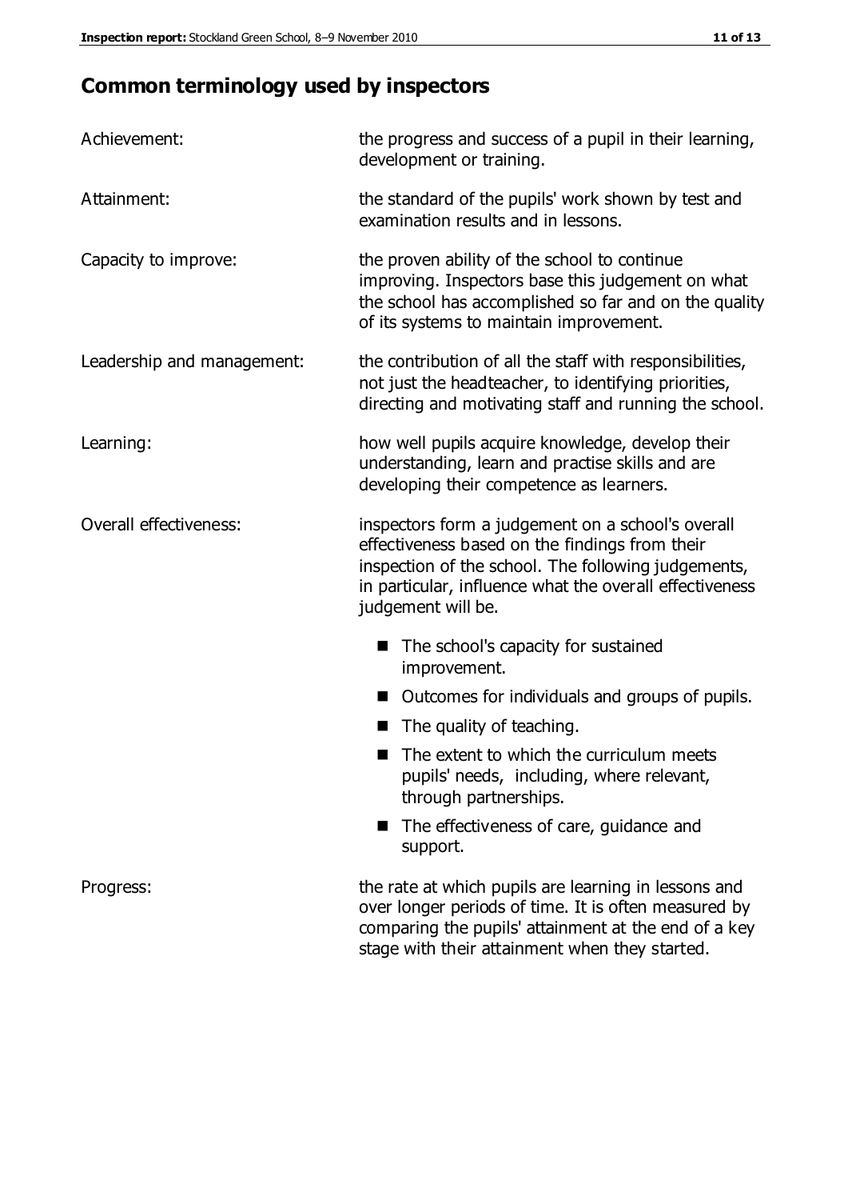# Common terminology used by inspectors

| | |
|---|---|
| Achievement: | the progress and success of a pupil in their learning, development or training. |
| Attainment: | the standard of the pupils' work shown by test and examination results and in lessons. |
| Capacity to improve: | the proven ability of the school to continue improving. Inspectors base this judgement on what the school has accomplished so far and on the quality of its systems to maintain improvement. |
| Leadership and management: | the contribution of all the staff with responsibilities, not just the headteacher, to identifying priorities, directing and motivating staff and running the school. |
| Learning: | how well pupils acquire knowledge, develop their understanding, learn and practise skills and are developing their competence as learners. |
| Overall effectiveness: | inspectors form a judgement on a school's overall effectiveness based on the findings from their inspection of the school. The following judgements, in particular, influence what the overall effectiveness judgement will be. |

**Overall effectiveness** (continued):

- The school's capacity for sustained improvement.
- Outcomes for individuals and groups of pupils.
- The quality of teaching.
- The extent to which the curriculum meets pupils' needs, including, where relevant, through partnerships.
- The effectiveness of care, guidance and support.

| | |
|---|---|
| Progress: | the rate at which pupils are learning in lessons and over longer periods of time. It is often measured by comparing the pupils' attainment at the end of a key stage with their attainment when they started. |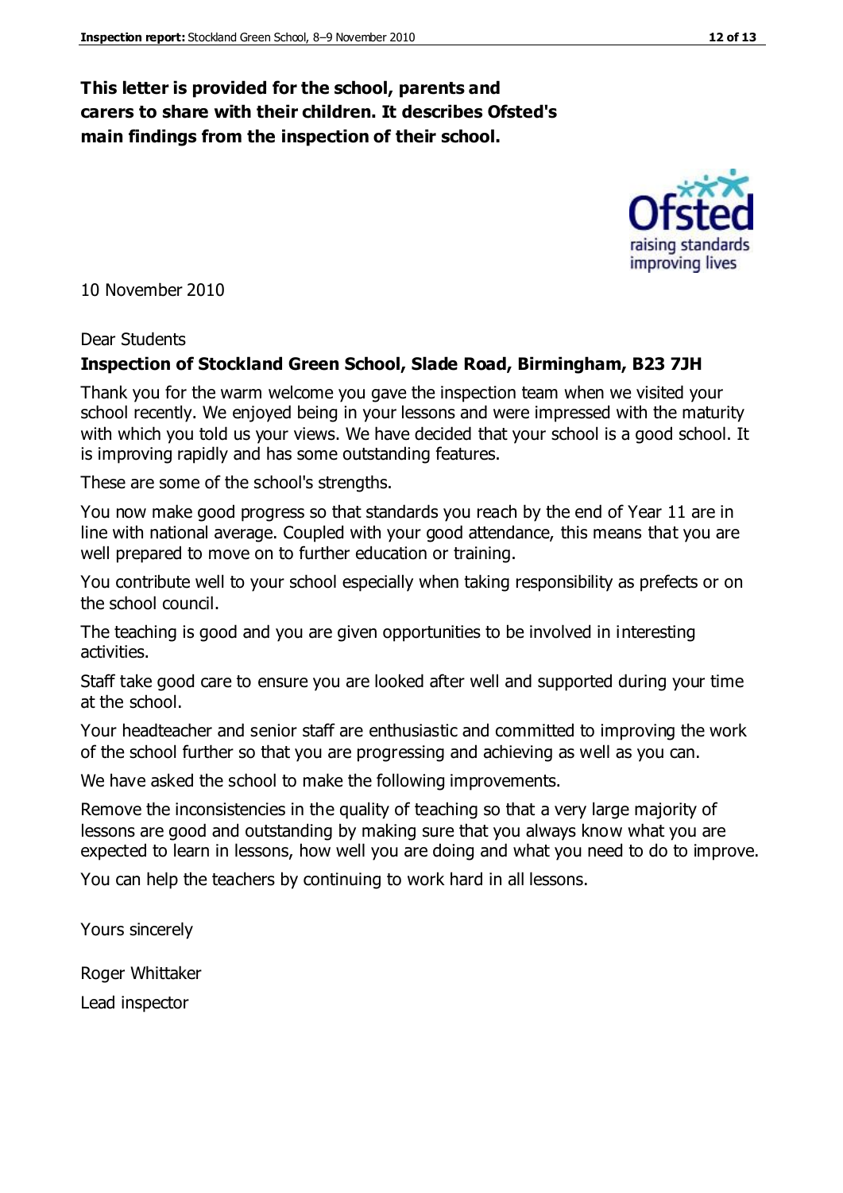**This letter is provided for the school, parents and carers to share with their children. It describes Ofsted's main findings from the inspection of their school.**

10 November 2010

Dear Students

**Inspection of Stockland Green School, Slade Road, Birmingham, B23 7JH**

Thank you for the warm welcome you gave the inspection team when we visited your school recently. We enjoyed being in your lessons and were impressed with the maturity with which you told us your views. We have decided that your school is a good school. It is improving rapidly and has some outstanding features.

These are some of the school's strengths.

You now make good progress so that standards you reach by the end of Year 11 are in line with national average. Coupled with your good attendance, this means that you are well prepared to move on to further education or training.

You contribute well to your school especially when taking responsibility as prefects or on the school council.

The teaching is good and you are given opportunities to be involved in interesting activities.

Staff take good care to ensure you are looked after well and supported during your time at the school.

Your headteacher and senior staff are enthusiastic and committed to improving the work of the school further so that you are progressing and achieving as well as you can.

We have asked the school to make the following improvements.

Remove the inconsistencies in the quality of teaching so that a very large majority of lessons are good and outstanding by making sure that you always know what you are expected to learn in lessons, how well you are doing and what you need to do to improve.

You can help the teachers by continuing to work hard in all lessons.

Yours sincerely

Roger Whittaker

Lead inspector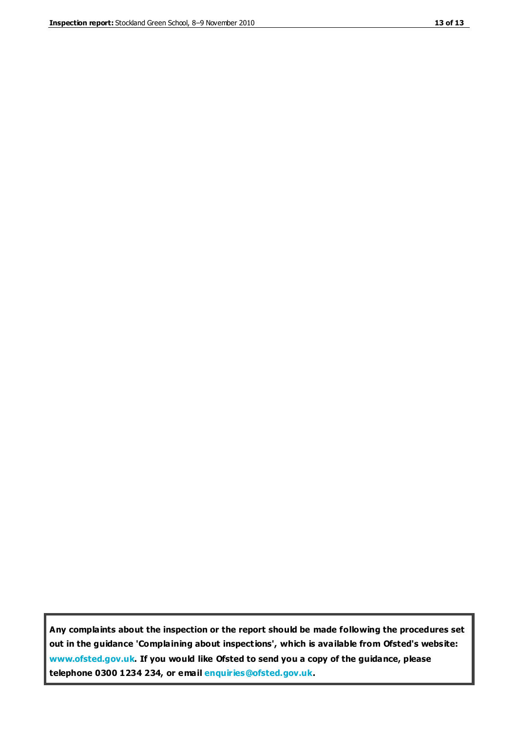**Any complaints about the inspection or the report should be made following the procedures set out in the guidance 'Complaining about inspections', which is available from Ofsted's website: www.ofsted.gov.uk. If you would like Ofsted to send you a copy of the guidance, please telephone 0300 1234 234, or email enquiries@ofsted.gov.uk.**